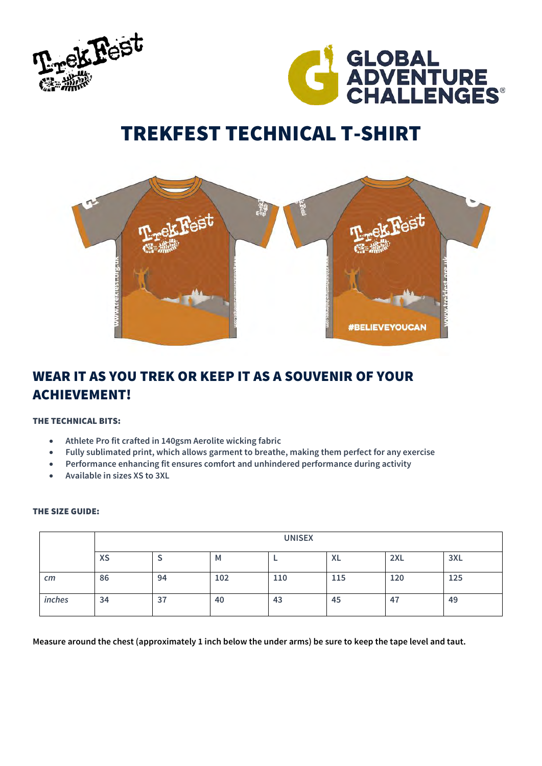# TREKFEST TECHNICAL T-SHIRT

## WEAR IT AS YOU TREK OR KEEP IT AS A SOUVENIR OF YOUR ACHIEVEMENT!

**THE TECHNICAL BITS:**

- Athlete Pro fit crafted in 140gsm Aerolite wicking fabric
- Fully sublimated print, which allows garment to breathe, making them perfect for any exercise
- Performance enhancing fit ensures comfort and unhindered performance during activity
- Available in sizes XS to 3XL

**THE SIZE GUIDE:**

| | UNISEX | | | | | | |
|---|---|---|---|---|---|---|---|
| | XS | S | M | L | XL | 2XL | 3XL |
| *cm* | 86 | 94 | 102 | 110 | 115 | 120 | 125 |
| *inches* | 34 | 37 | 40 | 43 | 45 | 47 | 49 |

**Measure around the chest (approximately 1 inch below the under arms) be sure to keep the tape level and taut.**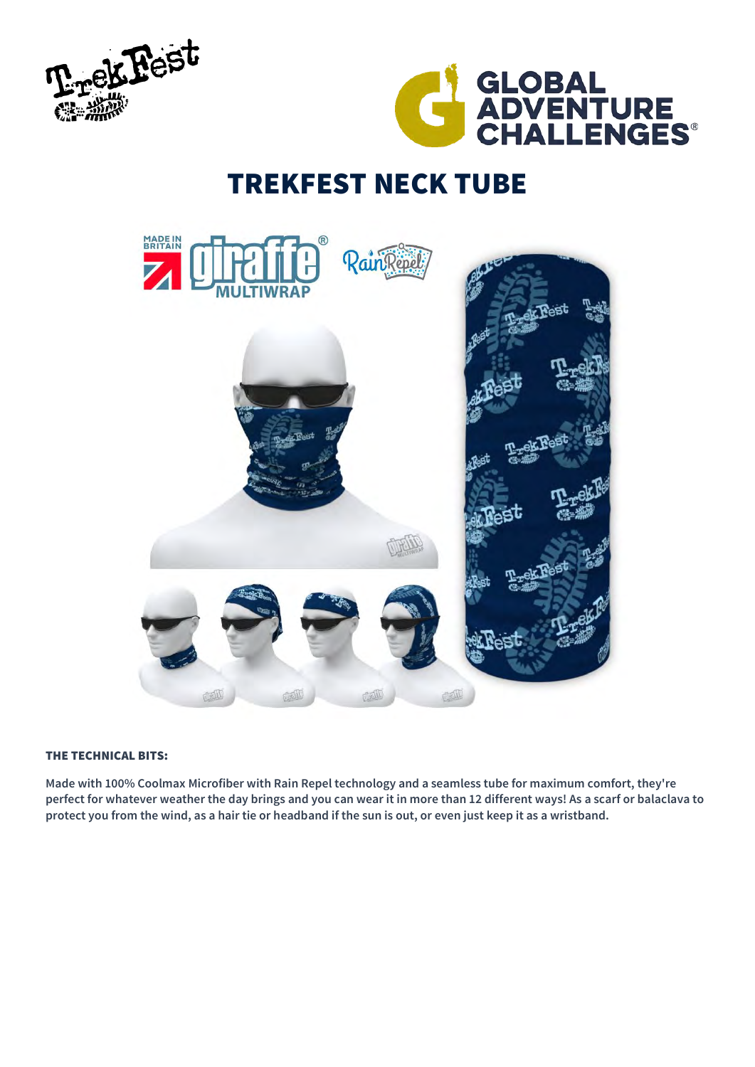# TREKFEST NECK TUBE

**THE TECHNICAL BITS:**

**Made with 100% Coolmax Microfiber with Rain Repel technology and a seamless tube for maximum comfort, they're perfect for whatever weather the day brings and you can wear it in more than 12 different ways! As a scarf or balaclava to protect you from the wind, as a hair tie or headband if the sun is out, or even just keep it as a wristband.**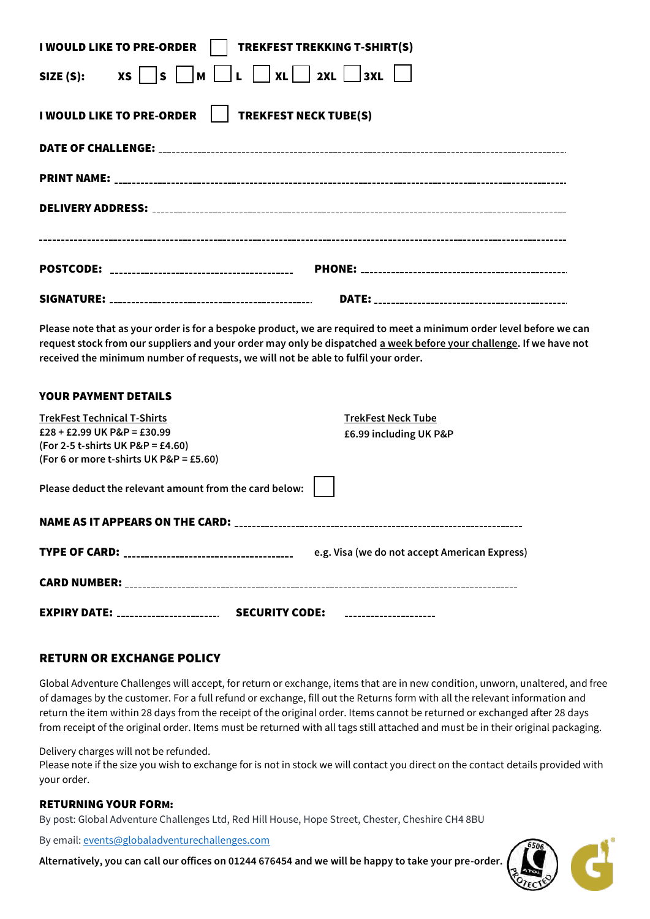**I WOULD LIKE TO PRE-ORDER** ☐ **TREKFEST TREKKING T-SHIRT(S)**

**SIZE (S):** **XS** ☐ **S** ☐ **M** ☐ **L** ☐ **XL** ☐ **2XL** ☐ **3XL** ☐

**I WOULD LIKE TO PRE-ORDER** ☐ **TREKFEST NECK TUBE(S)**

**DATE OF CHALLENGE:** ______________________________________________

**PRINT NAME:** ______________________________________________

**DELIVERY ADDRESS:** ______________________________________________

______________________________________________

**POSTCODE:** ______________________ **PHONE:** ______________________

**SIGNATURE:** ______________________ **DATE:** ______________________

**Please note that as your order is for a bespoke product, we are required to meet a minimum order level before we can request stock from our suppliers and your order may only be dispatched a week before your challenge. If we have not received the minimum number of requests, we will not be able to fulfil your order.**

## YOUR PAYMENT DETAILS

**TrekFest Technical T-Shirts**
**£28 + £2.99 UK P&P = £30.99**
**(For 2-5 t-shirts UK P&P = £4.60)**
**(For 6 or more t-shirts UK P&P = £5.60)**

**TrekFest Neck Tube**
**£6.99 including UK P&P**

**Please deduct the relevant amount from the card below:** ☐

**NAME AS IT APPEARS ON THE CARD:** ______________________________________________

**TYPE OF CARD:** ______________________ **e.g. Visa (we do not accept American Express)**

**CARD NUMBER:** ______________________________________________

**EXPIRY DATE:** ______________ **SECURITY CODE:** ______________

## RETURN OR EXCHANGE POLICY

Global Adventure Challenges will accept, for return or exchange, items that are in new condition, unworn, unaltered, and free of damages by the customer. For a full refund or exchange, fill out the Returns form with all the relevant information and return the item within 28 days from the receipt of the original order. Items cannot be returned or exchanged after 28 days from receipt of the original order. Items must be returned with all tags still attached and must be in their original packaging.

Delivery charges will not be refunded.
Please note if the size you wish to exchange for is not in stock we will contact you direct on the contact details provided with your order.

### RETURNING YOUR FORM:

By post: Global Adventure Challenges Ltd, Red Hill House, Hope Street, Chester, Cheshire CH4 8BU

By email: events@globaladventurechallenges.com

**Alternatively, you can call our offices on 01244 676454 and we will be happy to take your pre-order.**